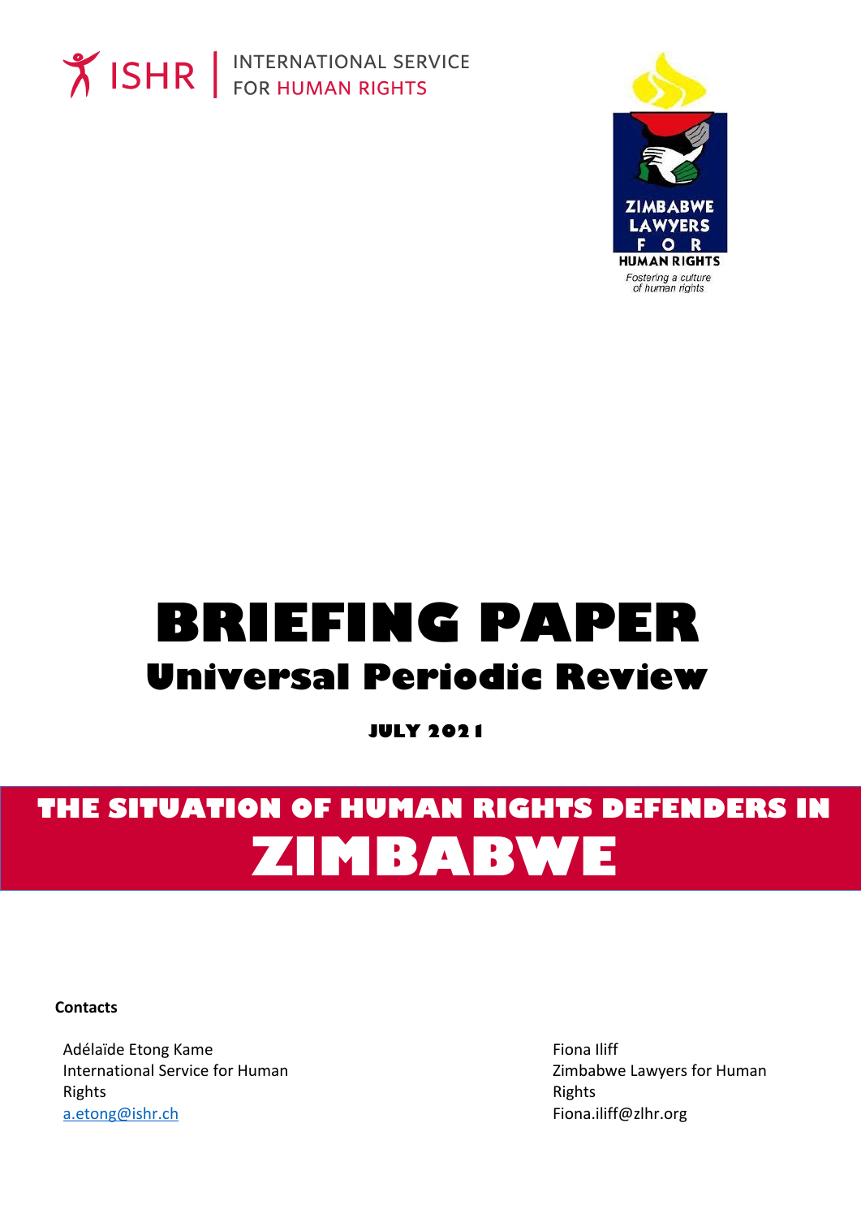ISHR | INTERNATIONAL SERVICE FOR HUMAN RIGHTS

ZIMBABWE LAWYERS FOR HUMAN RIGHTS
*Fostering a culture of human rights*

# BRIEFING PAPER

## Universal Periodic Review

**JULY 2021**

# THE SITUATION OF HUMAN RIGHTS DEFENDERS IN ZIMBABWE

**Contacts**

Adélaïde Etong Kame
International Service for Human Rights
[a.etong@ishr.ch](mailto:a.etong@ishr.ch)

Fiona Iliff
Zimbabwe Lawyers for Human Rights
Fiona.iliff@zlhr.org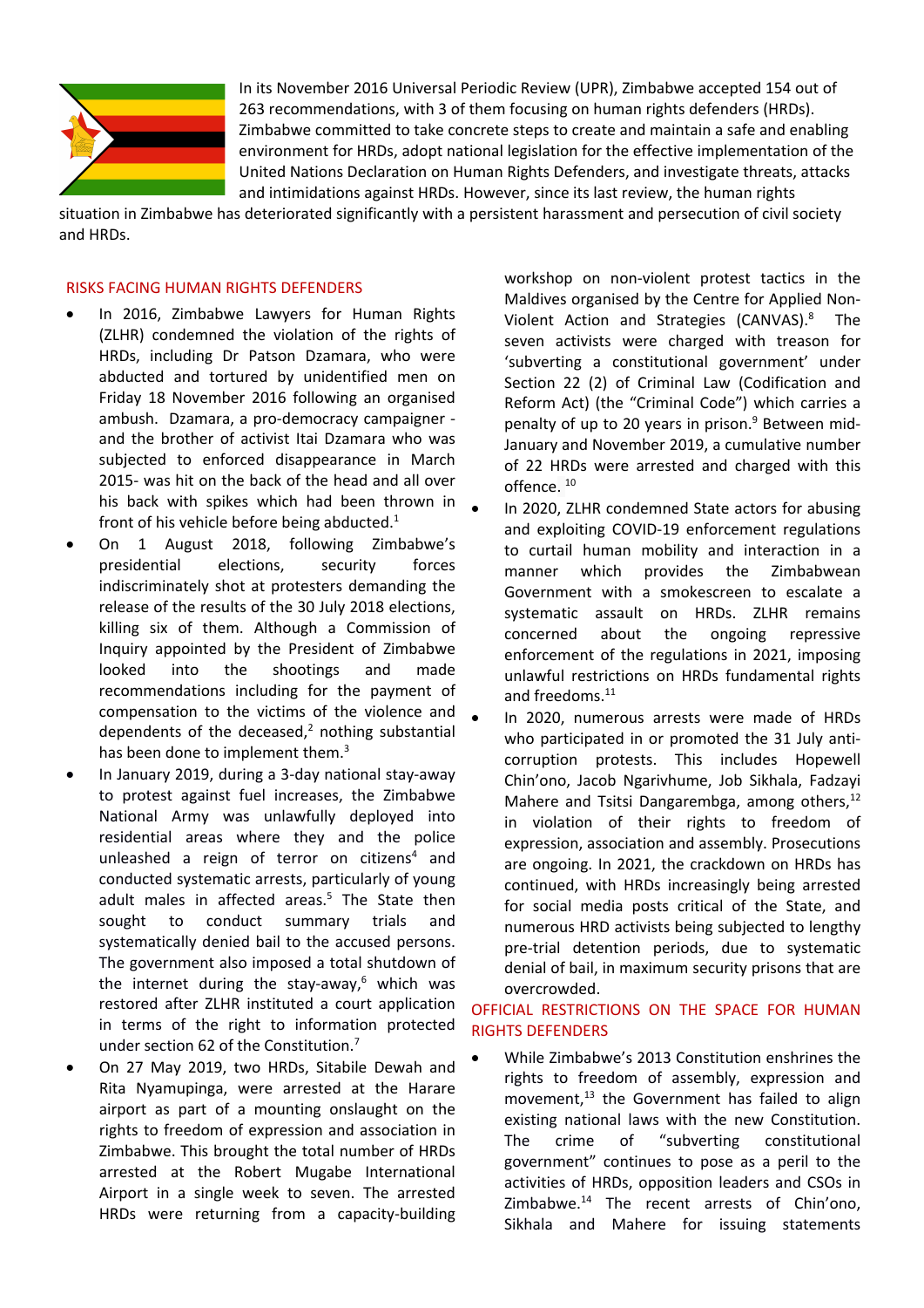In its November 2016 Universal Periodic Review (UPR), Zimbabwe accepted 154 out of 263 recommendations, with 3 of them focusing on human rights defenders (HRDs). Zimbabwe committed to take concrete steps to create and maintain a safe and enabling environment for HRDs, adopt national legislation for the effective implementation of the United Nations Declaration on Human Rights Defenders, and investigate threats, attacks and intimidations against HRDs. However, since its last review, the human rights situation in Zimbabwe has deteriorated significantly with a persistent harassment and persecution of civil society and HRDs.

## RISKS FACING HUMAN RIGHTS DEFENDERS

- In 2016, Zimbabwe Lawyers for Human Rights (ZLHR) condemned the violation of the rights of HRDs, including Dr Patson Dzamara, who were abducted and tortured by unidentified men on Friday 18 November 2016 following an organised ambush. Dzamara, a pro-democracy campaigner - and the brother of activist Itai Dzamara who was subjected to enforced disappearance in March 2015- was hit on the back of the head and all over his back with spikes which had been thrown in front of his vehicle before being abducted.[1]
- On 1 August 2018, following Zimbabwe's presidential elections, security forces indiscriminately shot at protesters demanding the release of the results of the 30 July 2018 elections, killing six of them. Although a Commission of Inquiry appointed by the President of Zimbabwe looked into the shootings and made recommendations including for the payment of compensation to the victims of the violence and dependents of the deceased,[2] nothing substantial has been done to implement them.[3]
- In January 2019, during a 3-day national stay-away to protest against fuel increases, the Zimbabwe National Army was unlawfully deployed into residential areas where they and the police unleashed a reign of terror on citizens[4] and conducted systematic arrests, particularly of young adult males in affected areas.[5] The State then sought to conduct summary trials and systematically denied bail to the accused persons. The government also imposed a total shutdown of the internet during the stay-away,[6] which was restored after ZLHR instituted a court application in terms of the right to information protected under section 62 of the Constitution.[7]
- On 27 May 2019, two HRDs, Sitabile Dewah and Rita Nyamupinga, were arrested at the Harare airport as part of a mounting onslaught on the rights to freedom of expression and association in Zimbabwe. This brought the total number of HRDs arrested at the Robert Mugabe International Airport in a single week to seven. The arrested HRDs were returning from a capacity-building workshop on non-violent protest tactics in the Maldives organised by the Centre for Applied Non-Violent Action and Strategies (CANVAS).[8] The seven activists were charged with treason for 'subverting a constitutional government' under Section 22 (2) of Criminal Law (Codification and Reform Act) (the "Criminal Code") which carries a penalty of up to 20 years in prison.[9] Between mid-January and November 2019, a cumulative number of 22 HRDs were arrested and charged with this offence. [10]
- In 2020, ZLHR condemned State actors for abusing and exploiting COVID-19 enforcement regulations to curtail human mobility and interaction in a manner which provides the Zimbabwean Government with a smokescreen to escalate a systematic assault on HRDs. ZLHR remains concerned about the ongoing repressive enforcement of the regulations in 2021, imposing unlawful restrictions on HRDs fundamental rights and freedoms.[11]
- In 2020, numerous arrests were made of HRDs who participated in or promoted the 31 July anti-corruption protests. This includes Hopewell Chin'ono, Jacob Ngarivhume, Job Sikhala, Fadzayi Mahere and Tsitsi Dangarembga, among others,[12] in violation of their rights to freedom of expression, association and assembly. Prosecutions are ongoing. In 2021, the crackdown on HRDs has continued, with HRDs increasingly being arrested for social media posts critical of the State, and numerous HRD activists being subjected to lengthy pre-trial detention periods, due to systematic denial of bail, in maximum security prisons that are overcrowded.

## OFFICIAL RESTRICTIONS ON THE SPACE FOR HUMAN RIGHTS DEFENDERS

- While Zimbabwe's 2013 Constitution enshrines the rights to freedom of assembly, expression and movement,[13] the Government has failed to align existing national laws with the new Constitution. The crime of "subverting constitutional government" continues to pose as a peril to the activities of HRDs, opposition leaders and CSOs in Zimbabwe.[14] The recent arrests of Chin'ono, Sikhala and Mahere for issuing statements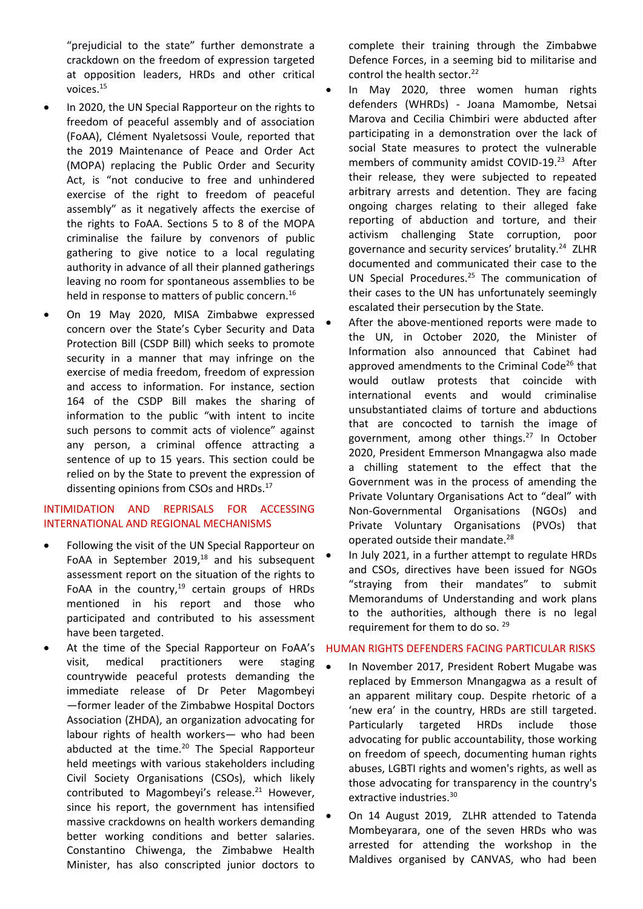"prejudicial to the state" further demonstrate a crackdown on the freedom of expression targeted at opposition leaders, HRDs and other critical voices.[15]

- In 2020, the UN Special Rapporteur on the rights to freedom of peaceful assembly and of association (FoAA), Clément Nyaletsossi Voule, reported that the 2019 Maintenance of Peace and Order Act (MOPA) replacing the Public Order and Security Act, is "not conducive to free and unhindered exercise of the right to freedom of peaceful assembly" as it negatively affects the exercise of the rights to FoAA. Sections 5 to 8 of the MOPA criminalise the failure by convenors of public gathering to give notice to a local regulating authority in advance of all their planned gatherings leaving no room for spontaneous assemblies to be held in response to matters of public concern.[16]
- On 19 May 2020, MISA Zimbabwe expressed concern over the State's Cyber Security and Data Protection Bill (CSDP Bill) which seeks to promote security in a manner that may infringe on the exercise of media freedom, freedom of expression and access to information. For instance, section 164 of the CSDP Bill makes the sharing of information to the public "with intent to incite such persons to commit acts of violence" against any person, a criminal offence attracting a sentence of up to 15 years. This section could be relied on by the State to prevent the expression of dissenting opinions from CSOs and HRDs.[17]

## INTIMIDATION AND REPRISALS FOR ACCESSING INTERNATIONAL AND REGIONAL MECHANISMS

- Following the visit of the UN Special Rapporteur on FoAA in September 2019,[18] and his subsequent assessment report on the situation of the rights to FoAA in the country,[19] certain groups of HRDs mentioned in his report and those who participated and contributed to his assessment have been targeted.
- At the time of the Special Rapporteur on FoAA's visit, medical practitioners were staging countrywide peaceful protests demanding the immediate release of Dr Peter Magombeyi —former leader of the Zimbabwe Hospital Doctors Association (ZHDA), an organization advocating for labour rights of health workers— who had been abducted at the time.[20] The Special Rapporteur held meetings with various stakeholders including Civil Society Organisations (CSOs), which likely contributed to Magombeyi's release.[21] However, since his report, the government has intensified massive crackdowns on health workers demanding better working conditions and better salaries. Constantino Chiwenga, the Zimbabwe Health Minister, has also conscripted junior doctors to complete their training through the Zimbabwe Defence Forces, in a seeming bid to militarise and control the health sector.[22]
- In May 2020, three women human rights defenders (WHRDs) - Joana Mamombe, Netsai Marova and Cecilia Chimbiri were abducted after participating in a demonstration over the lack of social State measures to protect the vulnerable members of community amidst COVID-19.[23] After their release, they were subjected to repeated arbitrary arrests and detention. They are facing ongoing charges relating to their alleged fake reporting of abduction and torture, and their activism challenging State corruption, poor governance and security services' brutality.[24] ZLHR documented and communicated their case to the UN Special Procedures.[25] The communication of their cases to the UN has unfortunately seemingly escalated their persecution by the State.
- After the above-mentioned reports were made to the UN, in October 2020, the Minister of Information also announced that Cabinet had approved amendments to the Criminal Code[26] that would outlaw protests that coincide with international events and would criminalise unsubstantiated claims of torture and abductions that are concocted to tarnish the image of government, among other things.[27] In October 2020, President Emmerson Mnangagwa also made a chilling statement to the effect that the Government was in the process of amending the Private Voluntary Organisations Act to "deal" with Non-Governmental Organisations (NGOs) and Private Voluntary Organisations (PVOs) that operated outside their mandate.[28]
- In July 2021, in a further attempt to regulate HRDs and CSOs, directives have been issued for NGOs "straying from their mandates" to submit Memorandums of Understanding and work plans to the authorities, although there is no legal requirement for them to do so.[29]

## HUMAN RIGHTS DEFENDERS FACING PARTICULAR RISKS

- In November 2017, President Robert Mugabe was replaced by Emmerson Mnangagwa as a result of an apparent military coup. Despite rhetoric of a 'new era' in the country, HRDs are still targeted. Particularly targeted HRDs include those advocating for public accountability, those working on freedom of speech, documenting human rights abuses, LGBTI rights and women's rights, as well as those advocating for transparency in the country's extractive industries.[30]
- On 14 August 2019, ZLHR attended to Tatenda Mombeyarara, one of the seven HRDs who was arrested for attending the workshop in the Maldives organised by CANVAS, who had been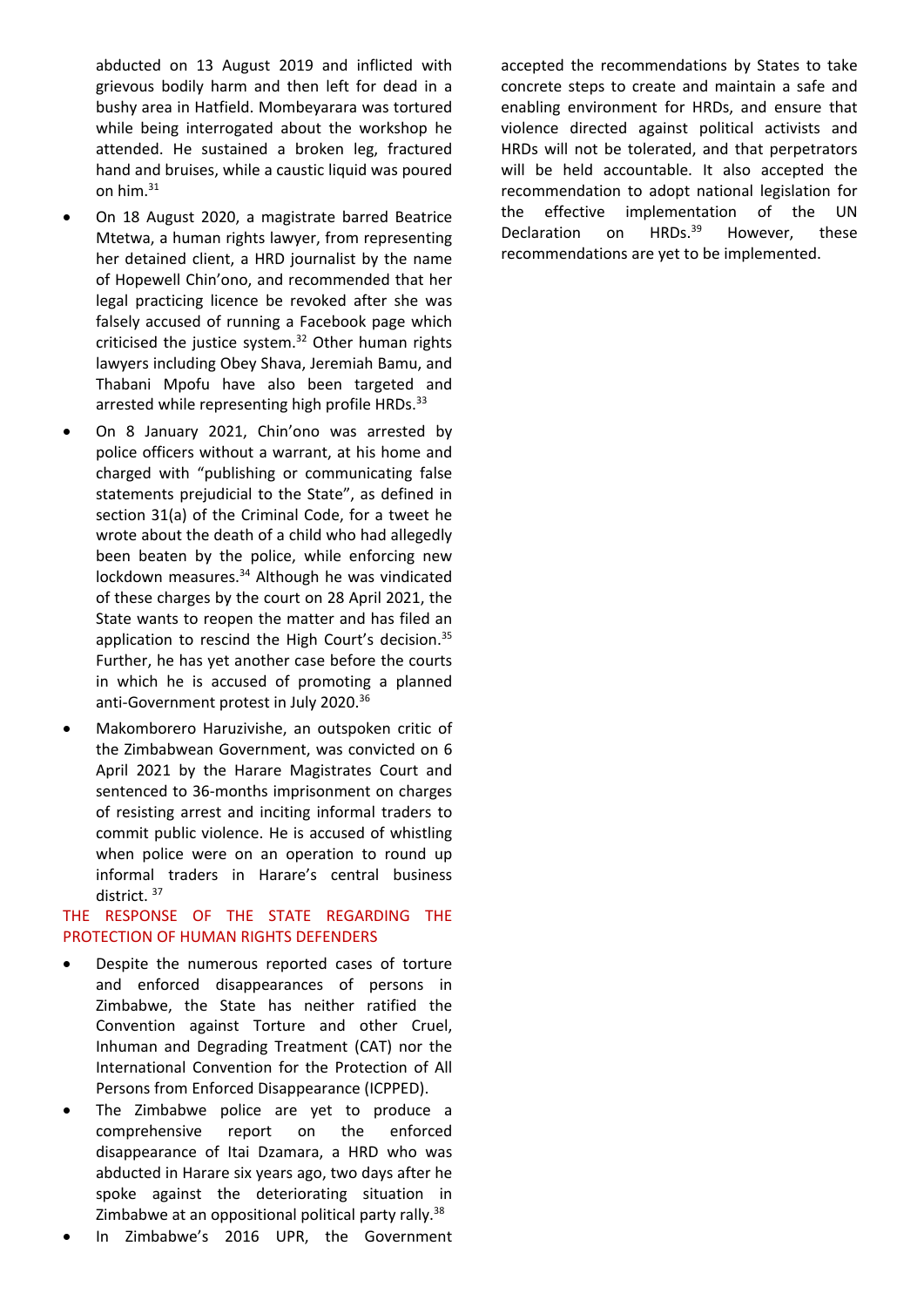abducted on 13 August 2019 and inflicted with grievous bodily harm and then left for dead in a bushy area in Hatfield. Mombeyarara was tortured while being interrogated about the workshop he attended. He sustained a broken leg, fractured hand and bruises, while a caustic liquid was poured on him.[31]

- On 18 August 2020, a magistrate barred Beatrice Mtetwa, a human rights lawyer, from representing her detained client, a HRD journalist by the name of Hopewell Chin'ono, and recommended that her legal practicing licence be revoked after she was falsely accused of running a Facebook page which criticised the justice system.[32] Other human rights lawyers including Obey Shava, Jeremiah Bamu, and Thabani Mpofu have also been targeted and arrested while representing high profile HRDs.[33]
- On 8 January 2021, Chin'ono was arrested by police officers without a warrant, at his home and charged with "publishing or communicating false statements prejudicial to the State", as defined in section 31(a) of the Criminal Code, for a tweet he wrote about the death of a child who had allegedly been beaten by the police, while enforcing new lockdown measures.[34] Although he was vindicated of these charges by the court on 28 April 2021, the State wants to reopen the matter and has filed an application to rescind the High Court's decision.[35] Further, he has yet another case before the courts in which he is accused of promoting a planned anti-Government protest in July 2020.[36]
- Makomborero Haruzivishe, an outspoken critic of the Zimbabwean Government, was convicted on 6 April 2021 by the Harare Magistrates Court and sentenced to 36-months imprisonment on charges of resisting arrest and inciting informal traders to commit public violence. He is accused of whistling when police were on an operation to round up informal traders in Harare's central business district.[37]

## THE RESPONSE OF THE STATE REGARDING THE PROTECTION OF HUMAN RIGHTS DEFENDERS

- Despite the numerous reported cases of torture and enforced disappearances of persons in Zimbabwe, the State has neither ratified the Convention against Torture and other Cruel, Inhuman and Degrading Treatment (CAT) nor the International Convention for the Protection of All Persons from Enforced Disappearance (ICPPED).
- The Zimbabwe police are yet to produce a comprehensive report on the enforced disappearance of Itai Dzamara, a HRD who was abducted in Harare six years ago, two days after he spoke against the deteriorating situation in Zimbabwe at an oppositional political party rally.[38]
- In Zimbabwe's 2016 UPR, the Government accepted the recommendations by States to take concrete steps to create and maintain a safe and enabling environment for HRDs, and ensure that violence directed against political activists and HRDs will not be tolerated, and that perpetrators will be held accountable. It also accepted the recommendation to adopt national legislation for the effective implementation of the UN Declaration on HRDs.[39] However, these recommendations are yet to be implemented.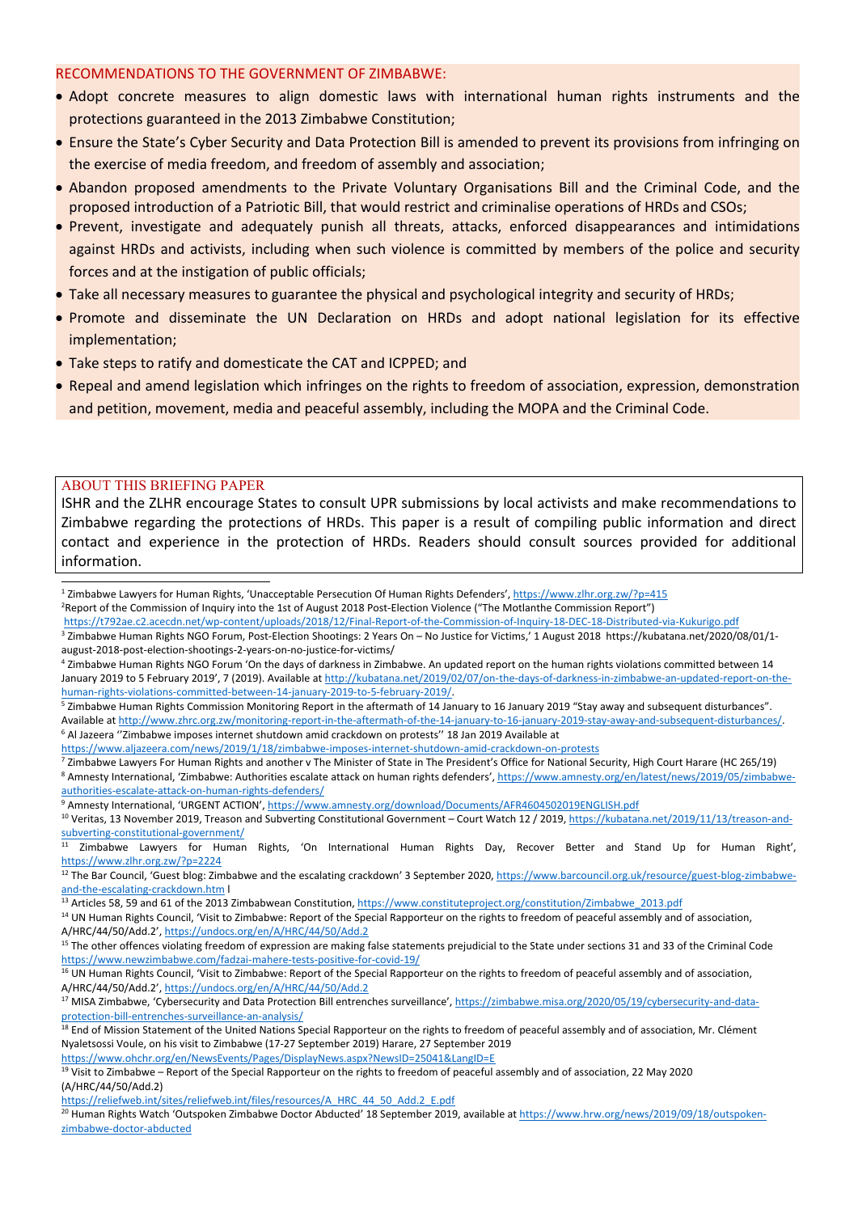## RECOMMENDATIONS TO THE GOVERNMENT OF ZIMBABWE:

- Adopt concrete measures to align domestic laws with international human rights instruments and the protections guaranteed in the 2013 Zimbabwe Constitution;
- Ensure the State's Cyber Security and Data Protection Bill is amended to prevent its provisions from infringing on the exercise of media freedom, and freedom of assembly and association;
- Abandon proposed amendments to the Private Voluntary Organisations Bill and the Criminal Code, and the proposed introduction of a Patriotic Bill, that would restrict and criminalise operations of HRDs and CSOs;
- Prevent, investigate and adequately punish all threats, attacks, enforced disappearances and intimidations against HRDs and activists, including when such violence is committed by members of the police and security forces and at the instigation of public officials;
- Take all necessary measures to guarantee the physical and psychological integrity and security of HRDs;
- Promote and disseminate the UN Declaration on HRDs and adopt national legislation for its effective implementation;
- Take steps to ratify and domesticate the CAT and ICPPED; and
- Repeal and amend legislation which infringes on the rights to freedom of association, expression, demonstration and petition, movement, media and peaceful assembly, including the MOPA and the Criminal Code.

## ABOUT THIS BRIEFING PAPER

ISHR and the ZLHR encourage States to consult UPR submissions by local activists and make recommendations to Zimbabwe regarding the protections of HRDs. This paper is a result of compiling public information and direct contact and experience in the protection of HRDs. Readers should consult sources provided for additional information.

---

[1] Zimbabwe Lawyers for Human Rights, 'Unacceptable Persecution Of Human Rights Defenders', https://www.zlhr.org.zw/?p=415

[2] Report of the Commission of Inquiry into the 1st of August 2018 Post-Election Violence ("The Motlanthe Commission Report") https://t792ae.c2.acecdn.net/wp-content/uploads/2018/12/Final-Report-of-the-Commission-of-Inquiry-18-DEC-18-Distributed-via-Kukurigo.pdf

[3] Zimbabwe Human Rights NGO Forum, Post-Election Shootings: 2 Years On – No Justice for Victims,' 1 August 2018 https://kubatana.net/2020/08/01/1-august-2018-post-election-shootings-2-years-on-no-justice-for-victims/

[4] Zimbabwe Human Rights NGO Forum 'On the days of darkness in Zimbabwe. An updated report on the human rights violations committed between 14 January 2019 to 5 February 2019', 7 (2019). Available at http://kubatana.net/2019/02/07/on-the-days-of-darkness-in-zimbabwe-an-updated-report-on-the-human-rights-violations-committed-between-14-january-2019-to-5-february-2019/.

[5] Zimbabwe Human Rights Commission Monitoring Report in the aftermath of 14 January to 16 January 2019 "Stay away and subsequent disturbances". Available at http://www.zhrc.org.zw/monitoring-report-in-the-aftermath-of-the-14-january-to-16-january-2019-stay-away-and-subsequent-disturbances/.

[6] Al Jazeera ''Zimbabwe imposes internet shutdown amid crackdown on protests'' 18 Jan 2019 Available at https://www.aljazeera.com/news/2019/1/18/zimbabwe-imposes-internet-shutdown-amid-crackdown-on-protests

[7] Zimbabwe Lawyers For Human Rights and another v The Minister of State in The President's Office for National Security, High Court Harare (HC 265/19)

[8] Amnesty International, 'Zimbabwe: Authorities escalate attack on human rights defenders', https://www.amnesty.org/en/latest/news/2019/05/zimbabwe-authorities-escalate-attack-on-human-rights-defenders/

[9] Amnesty International, 'URGENT ACTION', https://www.amnesty.org/download/Documents/AFR4604502019ENGLISH.pdf

[10] Veritas, 13 November 2019, Treason and Subverting Constitutional Government – Court Watch 12 / 2019, https://kubatana.net/2019/11/13/treason-and-subverting-constitutional-government/

[11] Zimbabwe Lawyers for Human Rights, 'On International Human Rights Day, Recover Better and Stand Up for Human Right', https://www.zlhr.org.zw/?p=2224

[12] The Bar Council, 'Guest blog: Zimbabwe and the escalating crackdown' 3 September 2020, https://www.barcouncil.org.uk/resource/guest-blog-zimbabwe-and-the-escalating-crackdown.htm l

[13] Articles 58, 59 and 61 of the 2013 Zimbabwean Constitution, https://www.constituteproject.org/constitution/Zimbabwe_2013.pdf

[14] UN Human Rights Council, 'Visit to Zimbabwe: Report of the Special Rapporteur on the rights to freedom of peaceful assembly and of association, A/HRC/44/50/Add.2', https://undocs.org/en/A/HRC/44/50/Add.2

[15] The other offences violating freedom of expression are making false statements prejudicial to the State under sections 31 and 33 of the Criminal Code https://www.newzimbabwe.com/fadzai-mahere-tests-positive-for-covid-19/

[16] UN Human Rights Council, 'Visit to Zimbabwe: Report of the Special Rapporteur on the rights to freedom of peaceful assembly and of association, A/HRC/44/50/Add.2', https://undocs.org/en/A/HRC/44/50/Add.2

[17] MISA Zimbabwe, 'Cybersecurity and Data Protection Bill entrenches surveillance', https://zimbabwe.misa.org/2020/05/19/cybersecurity-and-data-protection-bill-entrenches-surveillance-an-analysis/

[18] End of Mission Statement of the United Nations Special Rapporteur on the rights to freedom of peaceful assembly and of association, Mr. Clément Nyaletsossi Voule, on his visit to Zimbabwe (17-27 September 2019) Harare, 27 September 2019 https://www.ohchr.org/en/NewsEvents/Pages/DisplayNews.aspx?NewsID=25041&LangID=E

[19] Visit to Zimbabwe – Report of the Special Rapporteur on the rights to freedom of peaceful assembly and of association, 22 May 2020 (A/HRC/44/50/Add.2) https://reliefweb.int/sites/reliefweb.int/files/resources/A_HRC_44_50_Add.2_E.pdf

[20] Human Rights Watch 'Outspoken Zimbabwe Doctor Abducted' 18 September 2019, available at https://www.hrw.org/news/2019/09/18/outspoken-zimbabwe-doctor-abducted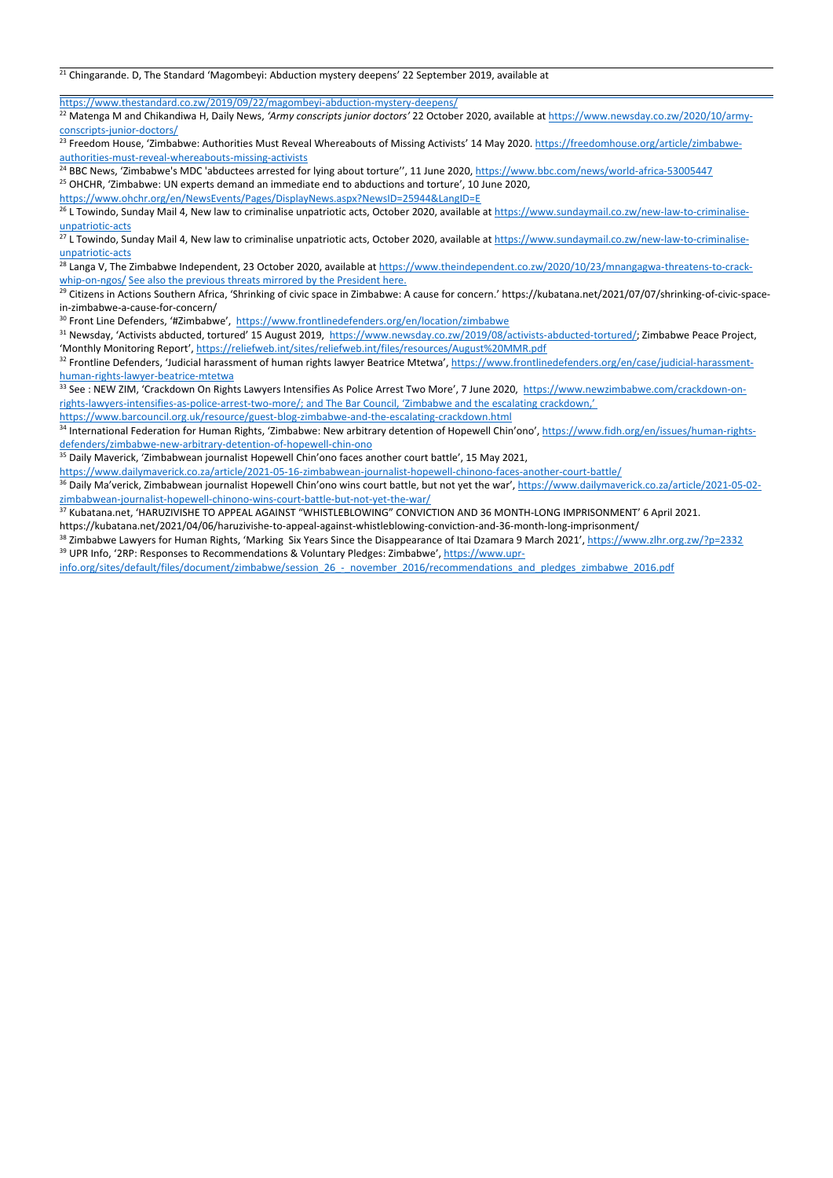[21] Chingarande. D, The Standard 'Magombeyi: Abduction mystery deepens' 22 September 2019, available at https://www.thestandard.co.zw/2019/09/22/magombeyi-abduction-mystery-deepens/

[22] Matenga M and Chikandiwa H, Daily News, *'Army conscripts junior doctors'* 22 October 2020, available at https://www.newsday.co.zw/2020/10/army-conscripts-junior-doctors/

[23] Freedom House, 'Zimbabwe: Authorities Must Reveal Whereabouts of Missing Activists' 14 May 2020. https://freedomhouse.org/article/zimbabwe-authorities-must-reveal-whereabouts-missing-activists

[24] BBC News, 'Zimbabwe's MDC 'abductees arrested for lying about torture'', 11 June 2020, https://www.bbc.com/news/world-africa-53005447

[25] OHCHR, 'Zimbabwe: UN experts demand an immediate end to abductions and torture', 10 June 2020, https://www.ohchr.org/en/NewsEvents/Pages/DisplayNews.aspx?NewsID=25944&LangID=E

[26] L Towindo, Sunday Mail 4, New law to criminalise unpatriotic acts, October 2020, available at https://www.sundaymail.co.zw/new-law-to-criminalise-unpatriotic-acts

[27] L Towindo, Sunday Mail 4, New law to criminalise unpatriotic acts, October 2020, available at https://www.sundaymail.co.zw/new-law-to-criminalise-unpatriotic-acts

[28] Langa V, The Zimbabwe Independent, 23 October 2020, available at https://www.theindependent.co.zw/2020/10/23/mnangagwa-threatens-to-crack-whip-on-ngos/ See also the previous threats mirrored by the President here.

[29] Citizens in Actions Southern Africa, 'Shrinking of civic space in Zimbabwe: A cause for concern.' https://kubatana.net/2021/07/07/shrinking-of-civic-space-in-zimbabwe-a-cause-for-concern/

[30] Front Line Defenders, '#Zimbabwe', https://www.frontlinedefenders.org/en/location/zimbabwe

[31] Newsday, 'Activists abducted, tortured' 15 August 2019, https://www.newsday.co.zw/2019/08/activists-abducted-tortured/; Zimbabwe Peace Project, 'Monthly Monitoring Report', https://reliefweb.int/sites/reliefweb.int/files/resources/August%20MMR.pdf

[32] Frontline Defenders, 'Judicial harassment of human rights lawyer Beatrice Mtetwa', https://www.frontlinedefenders.org/en/case/judicial-harassment-human-rights-lawyer-beatrice-mtetwa

[33] See : NEW ZIM, 'Crackdown On Rights Lawyers Intensifies As Police Arrest Two More', 7 June 2020, https://www.newzimbabwe.com/crackdown-on-rights-lawyers-intensifies-as-police-arrest-two-more/; and The Bar Council, 'Zimbabwe and the escalating crackdown,' https://www.barcouncil.org.uk/resource/guest-blog-zimbabwe-and-the-escalating-crackdown.html

[34] International Federation for Human Rights, 'Zimbabwe: New arbitrary detention of Hopewell Chin'ono', https://www.fidh.org/en/issues/human-rights-defenders/zimbabwe-new-arbitrary-detention-of-hopewell-chin-ono

[35] Daily Maverick, 'Zimbabwean journalist Hopewell Chin'ono faces another court battle', 15 May 2021, https://www.dailymaverick.co.za/article/2021-05-16-zimbabwean-journalist-hopewell-chinono-faces-another-court-battle/

[36] Daily Ma'verick, Zimbabwean journalist Hopewell Chin'ono wins court battle, but not yet the war', https://www.dailymaverick.co.za/article/2021-05-02-zimbabwean-journalist-hopewell-chinono-wins-court-battle-but-not-yet-the-war/

[37] Kubatana.net, 'HARUZIVISHE TO APPEAL AGAINST "WHISTLEBLOWING" CONVICTION AND 36 MONTH-LONG IMPRISONMENT' 6 April 2021. https://kubatana.net/2021/04/06/haruzivishe-to-appeal-against-whistleblowing-conviction-and-36-month-long-imprisonment/

[38] Zimbabwe Lawyers for Human Rights, 'Marking Six Years Since the Disappearance of Itai Dzamara 9 March 2021', https://www.zlhr.org.zw/?p=2332

[39] UPR Info, '2RP: Responses to Recommendations & Voluntary Pledges: Zimbabwe', https://www.upr-info.org/sites/default/files/document/zimbabwe/session_26_-_november_2016/recommendations_and_pledges_zimbabwe_2016.pdf